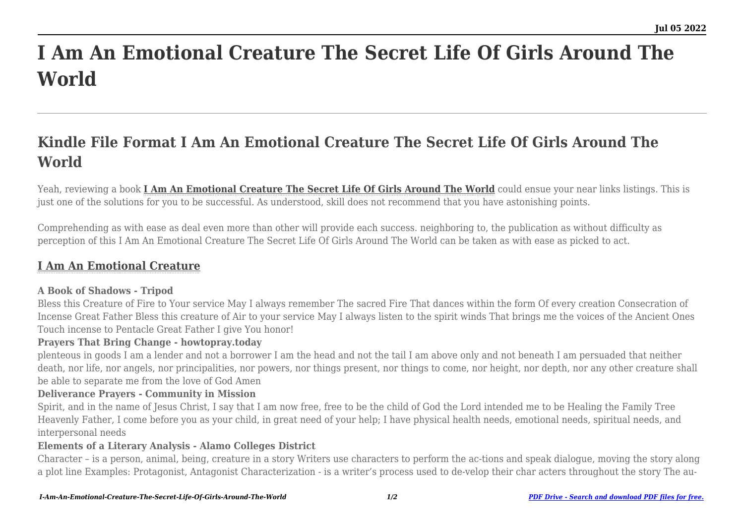# I Am An Emotional Creature The Secret Life Of Girls Around The World

## Kindle File Format I Am An Emotional Creature The Secret Life Of Girls Around The World

Yeah, reviewing a book **I Am An Emotional Creature The Secret Life Of Girls Around The World** could ensue your near links listings. This is just one of the solutions for you to be successful. As understood, skill does not recommend that you have astonishing points.

Comprehending as with ease as deal even more than other will provide each success. neighboring to, the publication as without difficulty as perception of this I Am An Emotional Creature The Secret Life Of Girls Around The World can be taken as with ease as picked to act.

### I Am An Emotional Creature

**A Book of Shadows - Tripod**

Bless this Creature of Fire to Your service May I always remember The sacred Fire That dances within the form Of every creation Consecration of Incense Great Father Bless this creature of Air to your service May I always listen to the spirit winds That brings me the voices of the Ancient Ones Touch incense to Pentacle Great Father I give You honor!

**Prayers That Bring Change - howtopray.today**

plenteous in goods I am a lender and not a borrower I am the head and not the tail I am above only and not beneath I am persuaded that neither death, nor life, nor angels, nor principalities, nor powers, nor things present, nor things to come, nor height, nor depth, nor any other creature shall be able to separate me from the love of God Amen

**Deliverance Prayers - Community in Mission**

Spirit, and in the name of Jesus Christ, I say that I am now free, free to be the child of God the Lord intended me to be Healing the Family Tree Heavenly Father, I come before you as your child, in great need of your help; I have physical health needs, emotional needs, spiritual needs, and interpersonal needs

**Elements of a Literary Analysis - Alamo Colleges District**

Character – is a person, animal, being, creature in a story Writers use characters to perform the ac-tions and speak dialogue, moving the story along a plot line Examples: Protagonist, Antagonist Characterization - is a writer's process used to de-velop their char acters throughout the story The au-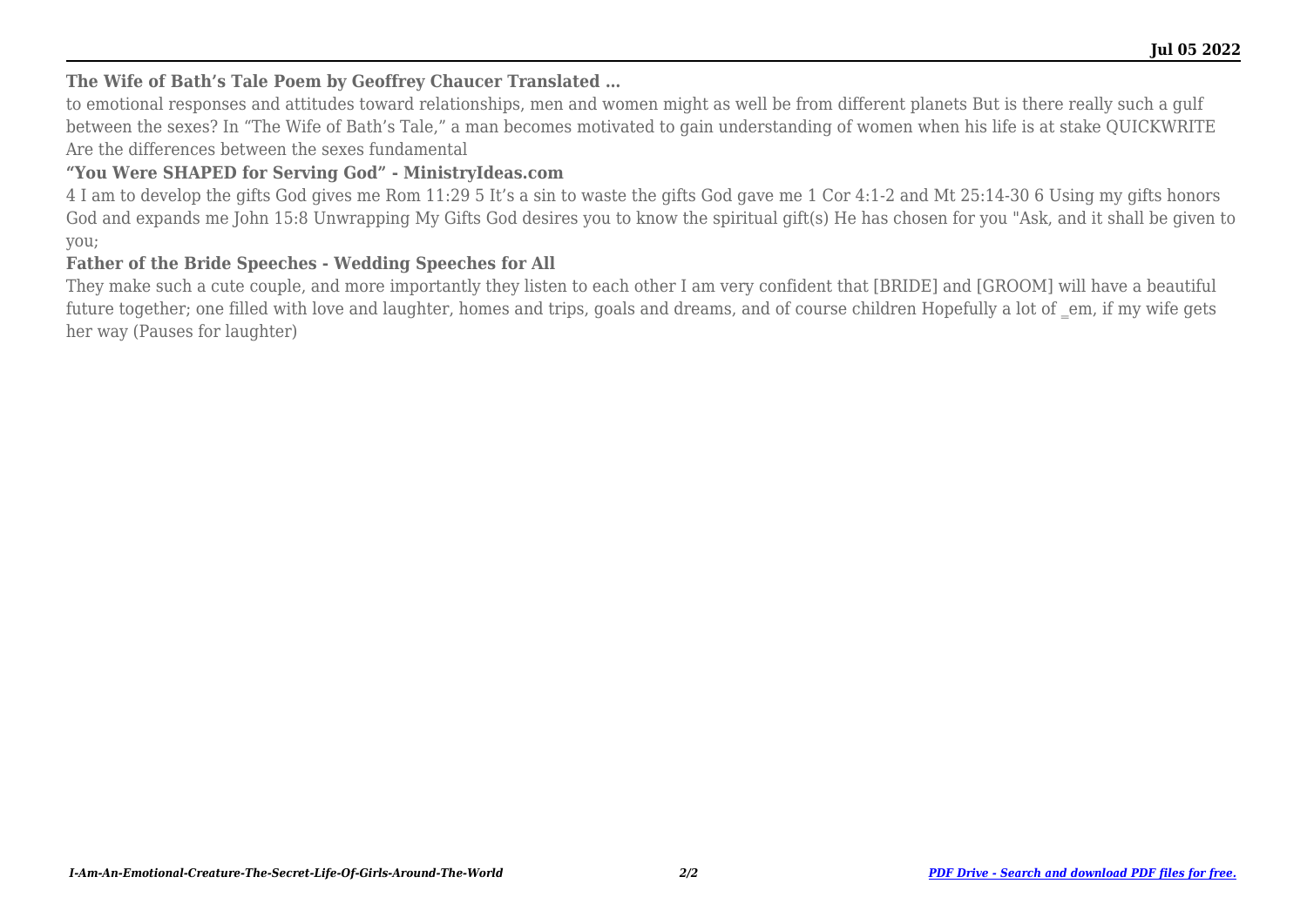**The Wife of Bath's Tale Poem by Geoffrey Chaucer Translated …**

to emotional responses and attitudes toward relationships, men and women might as well be from different planets But is there really such a gulf between the sexes? In "The Wife of Bath's Tale," a man becomes motivated to gain understanding of women when his life is at stake QUICKWRITE Are the differences between the sexes fundamental

**"You Were SHAPED for Serving God" - MinistryIdeas.com**

4 I am to develop the gifts God gives me Rom 11:29 5 It's a sin to waste the gifts God gave me 1 Cor 4:1-2 and Mt 25:14-30 6 Using my gifts honors God and expands me John 15:8 Unwrapping My Gifts God desires you to know the spiritual gift(s) He has chosen for you "Ask, and it shall be given to you;

**Father of the Bride Speeches - Wedding Speeches for All**

They make such a cute couple, and more importantly they listen to each other I am very confident that [BRIDE] and [GROOM] will have a beautiful future together; one filled with love and laughter, homes and trips, goals and dreams, and of course children Hopefully a lot of _em, if my wife gets her way (Pauses for laughter)